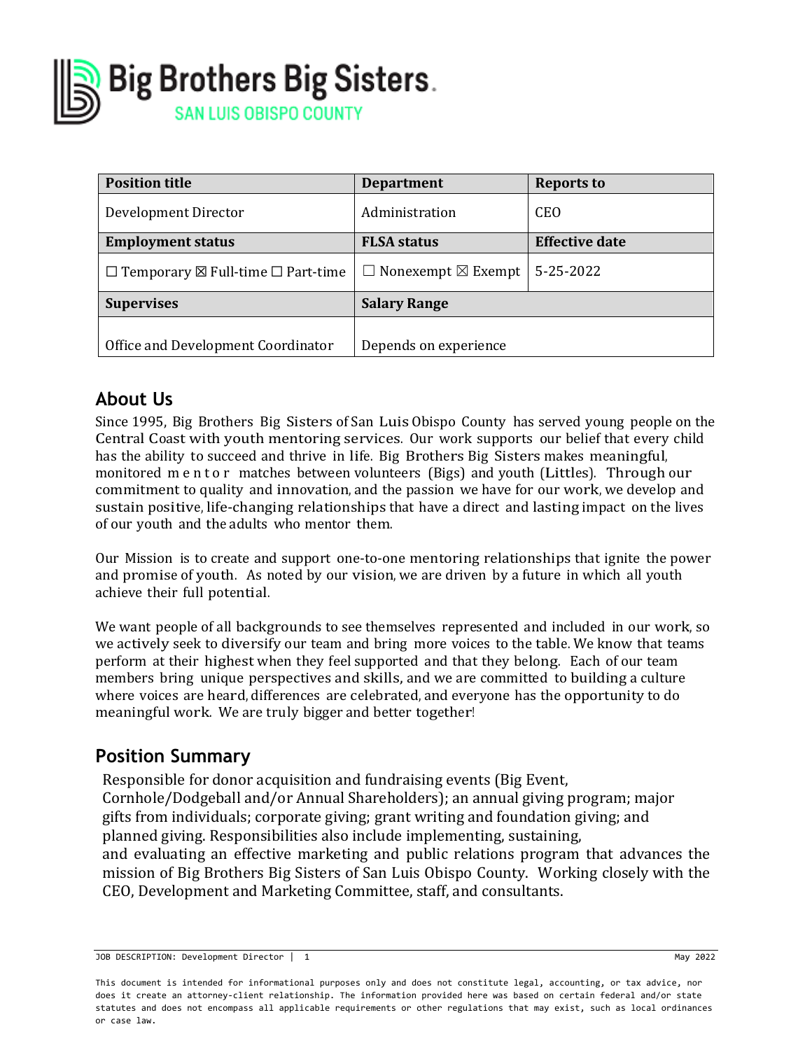# Big Brothers Big Sisters.
SAN LUIS OBISPO COUNTY

| Position title | Department | Reports to |
|---|---|---|
| Development Director | Administration | CEO |
| **Employment status** | **FLSA status** | **Effective date** |
| ☐ Temporary ☒ Full-time ☐ Part-time | ☐ Nonexempt ☒ Exempt | 5-25-2022 |
| **Supervises** | **Salary Range** | |
| Office and Development Coordinator | Depends on experience | |

## About Us

Since 1995, Big Brothers Big Sisters of San Luis Obispo County has served young people on the Central Coast with youth mentoring services. Our work supports our belief that every child has the ability to succeed and thrive in life. Big Brothers Big Sisters makes meaningful, monitored mentor matches between volunteers (Bigs) and youth (Littles). Through our commitment to quality and innovation, and the passion we have for our work, we develop and sustain positive, life-changing relationships that have a direct and lasting impact on the lives of our youth and the adults who mentor them.

Our Mission is to create and support one-to-one mentoring relationships that ignite the power and promise of youth. As noted by our vision, we are driven by a future in which all youth achieve their full potential.

We want people of all backgrounds to see themselves represented and included in our work, so we actively seek to diversify our team and bring more voices to the table. We know that teams perform at their highest when they feel supported and that they belong. Each of our team members bring unique perspectives and skills, and we are committed to building a culture where voices are heard, differences are celebrated, and everyone has the opportunity to do meaningful work. We are truly bigger and better together!

## Position Summary

Responsible for donor acquisition and fundraising events (Big Event, Cornhole/Dodgeball and/or Annual Shareholders); an annual giving program; major gifts from individuals; corporate giving; grant writing and foundation giving; and planned giving. Responsibilities also include implementing, sustaining, and evaluating an effective marketing and public relations program that advances the mission of Big Brothers Big Sisters of San Luis Obispo County. Working closely with the CEO, Development and Marketing Committee, staff, and consultants.

This document is intended for informational purposes only and does not constitute legal, accounting, or tax advice, nor does it create an attorney-client relationship. The information provided here was based on certain federal and/or state statutes and does not encompass all applicable requirements or other regulations that may exist, such as local ordinances or case law.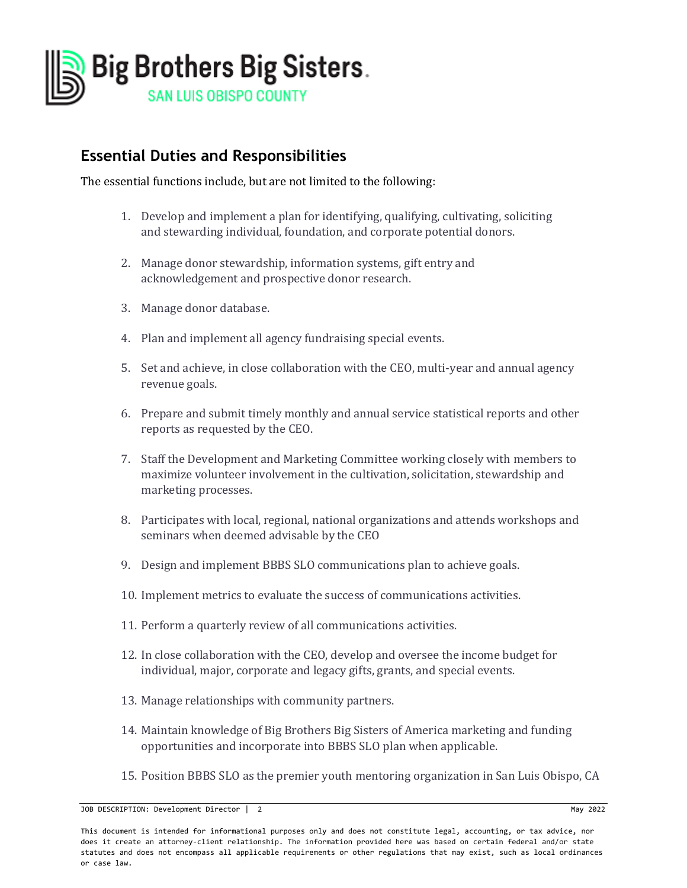## Essential Duties and Responsibilities

The essential functions include, but are not limited to the following:

1. Develop and implement a plan for identifying, qualifying, cultivating, soliciting and stewarding individual, foundation, and corporate potential donors.
2. Manage donor stewardship, information systems, gift entry and acknowledgement and prospective donor research.
3. Manage donor database.
4. Plan and implement all agency fundraising special events.
5. Set and achieve, in close collaboration with the CEO, multi-year and annual agency revenue goals.
6. Prepare and submit timely monthly and annual service statistical reports and other reports as requested by the CEO.
7. Staff the Development and Marketing Committee working closely with members to maximize volunteer involvement in the cultivation, solicitation, stewardship and marketing processes.
8. Participates with local, regional, national organizations and attends workshops and seminars when deemed advisable by the CEO
9. Design and implement BBBS SLO communications plan to achieve goals.
10. Implement metrics to evaluate the success of communications activities.
11. Perform a quarterly review of all communications activities.
12. In close collaboration with the CEO, develop and oversee the income budget for individual, major, corporate and legacy gifts, grants, and special events.
13. Manage relationships with community partners.
14. Maintain knowledge of Big Brothers Big Sisters of America marketing and funding opportunities and incorporate into BBBS SLO plan when applicable.
15. Position BBBS SLO as the premier youth mentoring organization in San Luis Obispo, CA

This document is intended for informational purposes only and does not constitute legal, accounting, or tax advice, nor does it create an attorney-client relationship. The information provided here was based on certain federal and/or state statutes and does not encompass all applicable requirements or other regulations that may exist, such as local ordinances or case law.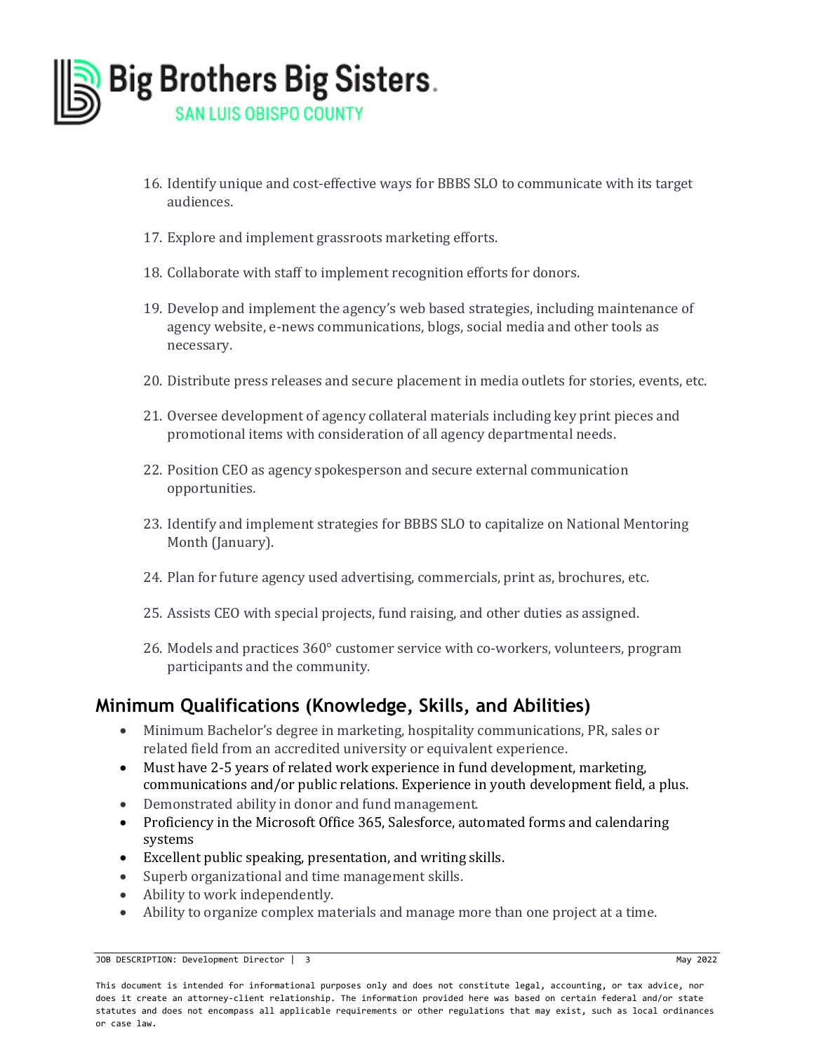16. Identify unique and cost-effective ways for BBBS SLO to communicate with its target audiences.

17. Explore and implement grassroots marketing efforts.

18. Collaborate with staff to implement recognition efforts for donors.

19. Develop and implement the agency's web based strategies, including maintenance of agency website, e-news communications, blogs, social media and other tools as necessary.

20. Distribute press releases and secure placement in media outlets for stories, events, etc.

21. Oversee development of agency collateral materials including key print pieces and promotional items with consideration of all agency departmental needs.

22. Position CEO as agency spokesperson and secure external communication opportunities.

23. Identify and implement strategies for BBBS SLO to capitalize on National Mentoring Month (January).

24. Plan for future agency used advertising, commercials, print as, brochures, etc.

25. Assists CEO with special projects, fund raising, and other duties as assigned.

26. Models and practices 360° customer service with co-workers, volunteers, program participants and the community.

## Minimum Qualifications (Knowledge, Skills, and Abilities)

- Minimum Bachelor's degree in marketing, hospitality communications, PR, sales or related field from an accredited university or equivalent experience.
- Must have 2-5 years of related work experience in fund development, marketing, communications and/or public relations. Experience in youth development field, a plus.
- Demonstrated ability in donor and fund management.
- Proficiency in the Microsoft Office 365, Salesforce, automated forms and calendaring systems
- Excellent public speaking, presentation, and writing skills.
- Superb organizational and time management skills.
- Ability to work independently.
- Ability to organize complex materials and manage more than one project at a time.

This document is intended for informational purposes only and does not constitute legal, accounting, or tax advice, nor does it create an attorney-client relationship. The information provided here was based on certain federal and/or state statutes and does not encompass all applicable requirements or other regulations that may exist, such as local ordinances or case law.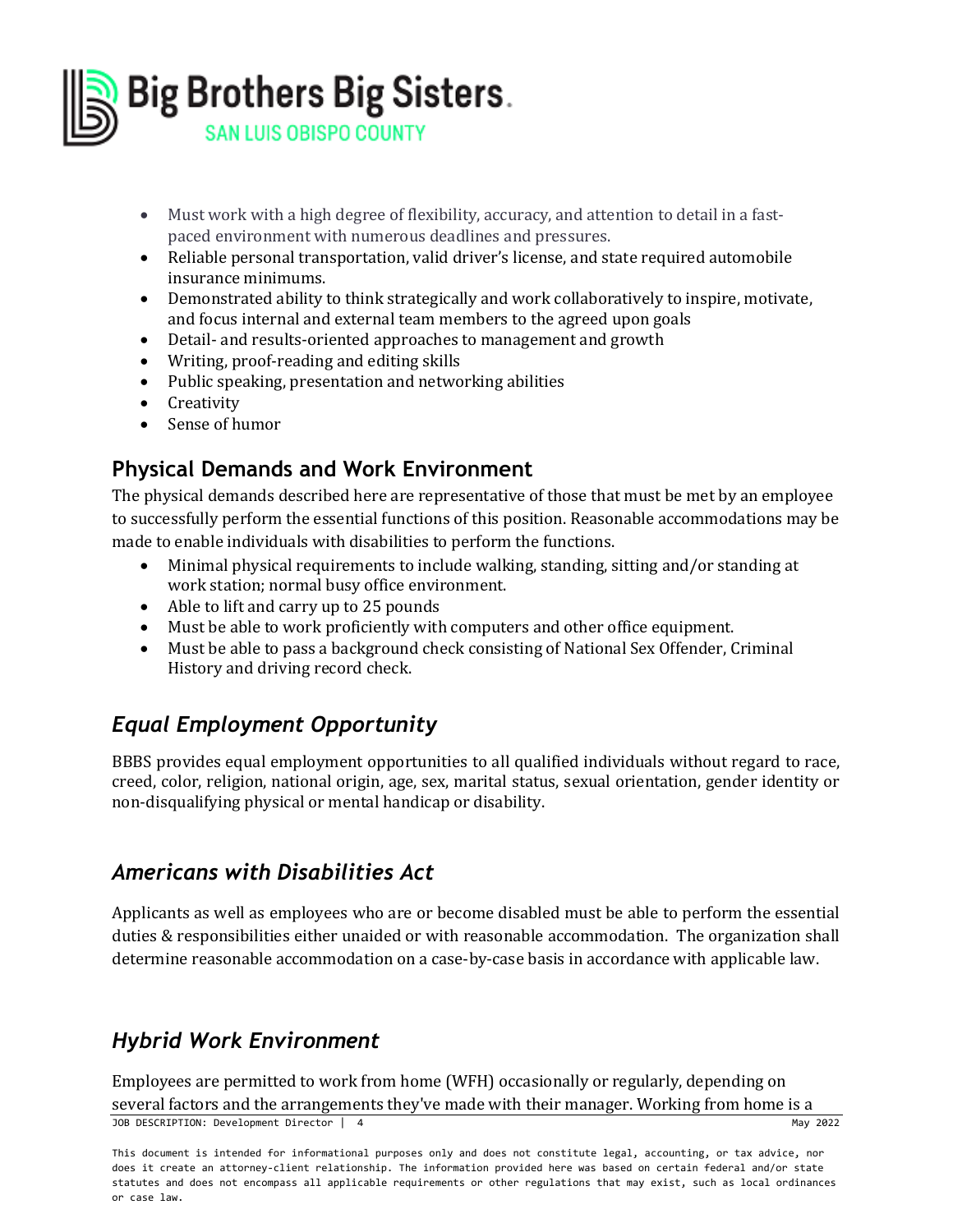- Must work with a high degree of flexibility, accuracy, and attention to detail in a fast-paced environment with numerous deadlines and pressures.
- Reliable personal transportation, valid driver's license, and state required automobile insurance minimums.
- Demonstrated ability to think strategically and work collaboratively to inspire, motivate, and focus internal and external team members to the agreed upon goals
- Detail- and results-oriented approaches to management and growth
- Writing, proof-reading and editing skills
- Public speaking, presentation and networking abilities
- Creativity
- Sense of humor

## Physical Demands and Work Environment

The physical demands described here are representative of those that must be met by an employee to successfully perform the essential functions of this position. Reasonable accommodations may be made to enable individuals with disabilities to perform the functions.

- Minimal physical requirements to include walking, standing, sitting and/or standing at work station; normal busy office environment.
- Able to lift and carry up to 25 pounds
- Must be able to work proficiently with computers and other office equipment.
- Must be able to pass a background check consisting of National Sex Offender, Criminal History and driving record check.

## *Equal Employment Opportunity*

BBBS provides equal employment opportunities to all qualified individuals without regard to race, creed, color, religion, national origin, age, sex, marital status, sexual orientation, gender identity or non-disqualifying physical or mental handicap or disability.

## *Americans with Disabilities Act*

Applicants as well as employees who are or become disabled must be able to perform the essential duties & responsibilities either unaided or with reasonable accommodation. The organization shall determine reasonable accommodation on a case-by-case basis in accordance with applicable law.

## *Hybrid Work Environment*

Employees are permitted to work from home (WFH) occasionally or regularly, depending on several factors and the arrangements they've made with their manager. Working from home is a

This document is intended for informational purposes only and does not constitute legal, accounting, or tax advice, nor does it create an attorney-client relationship. The information provided here was based on certain federal and/or state statutes and does not encompass all applicable requirements or other regulations that may exist, such as local ordinances or case law.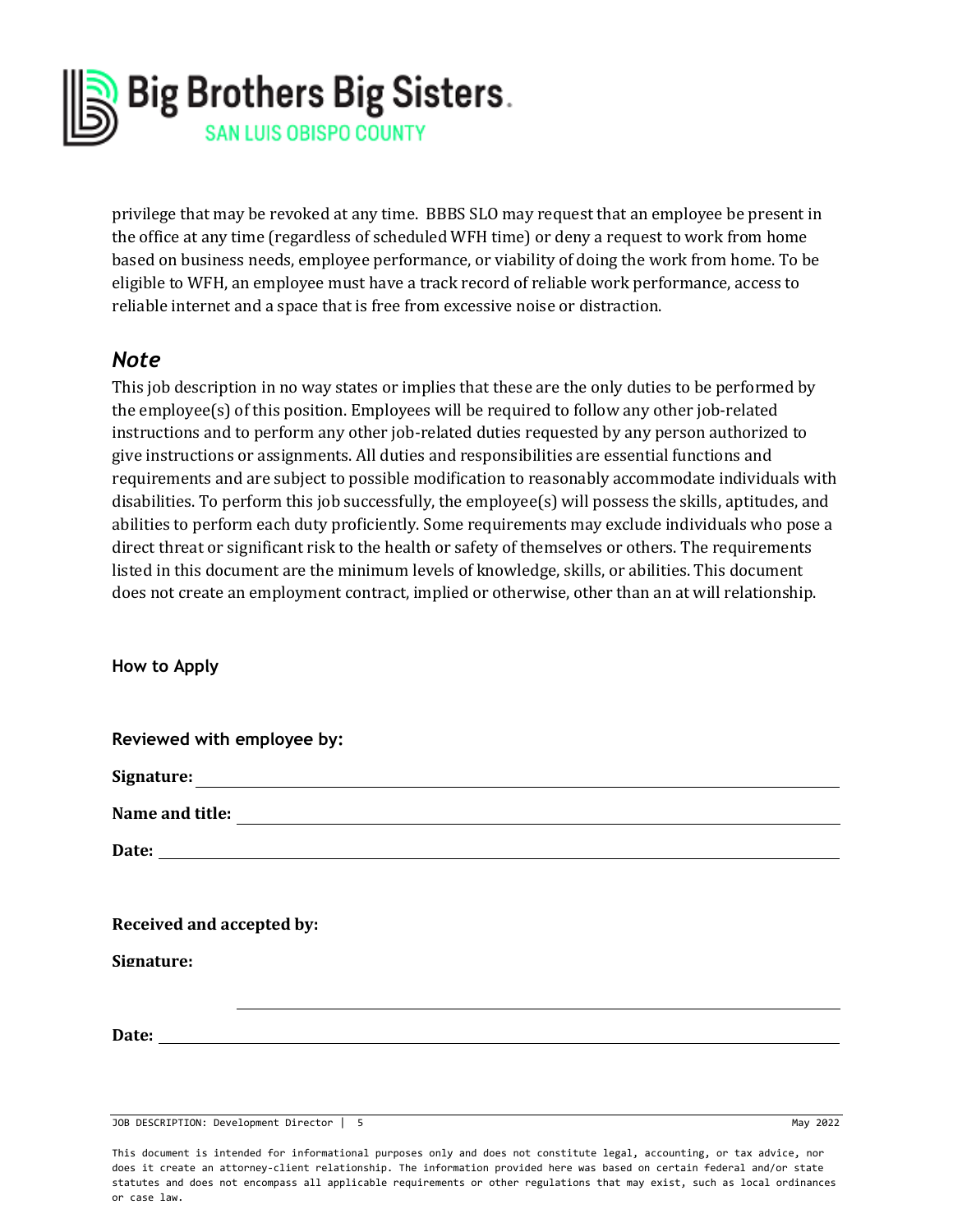privilege that may be revoked at any time. BBBS SLO may request that an employee be present in the office at any time (regardless of scheduled WFH time) or deny a request to work from home based on business needs, employee performance, or viability of doing the work from home. To be eligible to WFH, an employee must have a track record of reliable work performance, access to reliable internet and a space that is free from excessive noise or distraction.

## *Note*

This job description in no way states or implies that these are the only duties to be performed by the employee(s) of this position. Employees will be required to follow any other job-related instructions and to perform any other job-related duties requested by any person authorized to give instructions or assignments. All duties and responsibilities are essential functions and requirements and are subject to possible modification to reasonably accommodate individuals with disabilities. To perform this job successfully, the employee(s) will possess the skills, aptitudes, and abilities to perform each duty proficiently. Some requirements may exclude individuals who pose a direct threat or significant risk to the health or safety of themselves or others. The requirements listed in this document are the minimum levels of knowledge, skills, or abilities. This document does not create an employment contract, implied or otherwise, other than an at will relationship.

**How to Apply**

**Reviewed with employee by:**

**Signature:** ____________________

**Name and title:** ____________________

**Date:** ____________________

**Received and accepted by:**

**Signature:** ____________________

**Date:** ____________________

This document is intended for informational purposes only and does not constitute legal, accounting, or tax advice, nor does it create an attorney-client relationship. The information provided here was based on certain federal and/or state statutes and does not encompass all applicable requirements or other regulations that may exist, such as local ordinances or case law.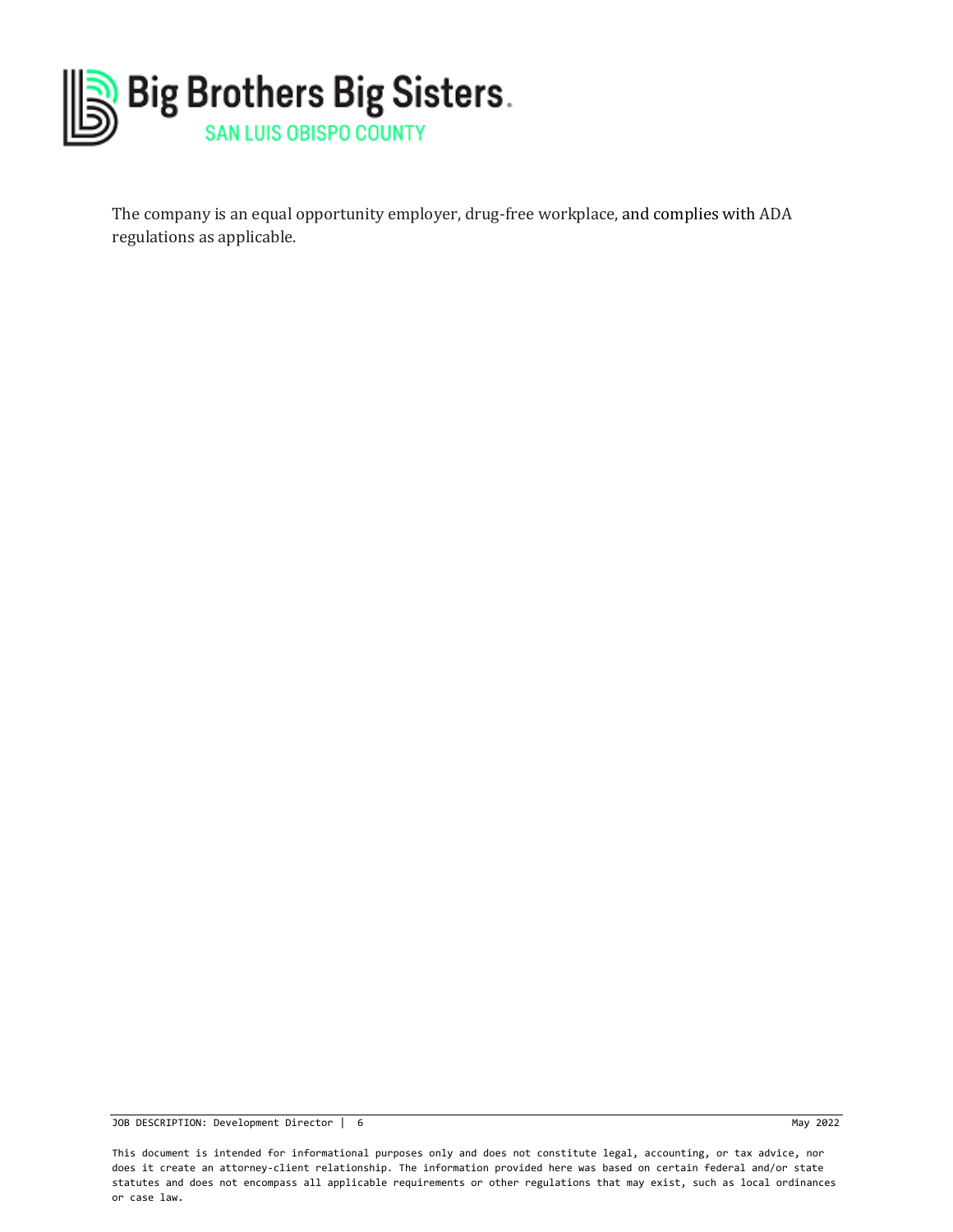The company is an equal opportunity employer, drug-free workplace, and complies with ADA regulations as applicable.

This document is intended for informational purposes only and does not constitute legal, accounting, or tax advice, nor does it create an attorney-client relationship. The information provided here was based on certain federal and/or state statutes and does not encompass all applicable requirements or other regulations that may exist, such as local ordinances or case law.